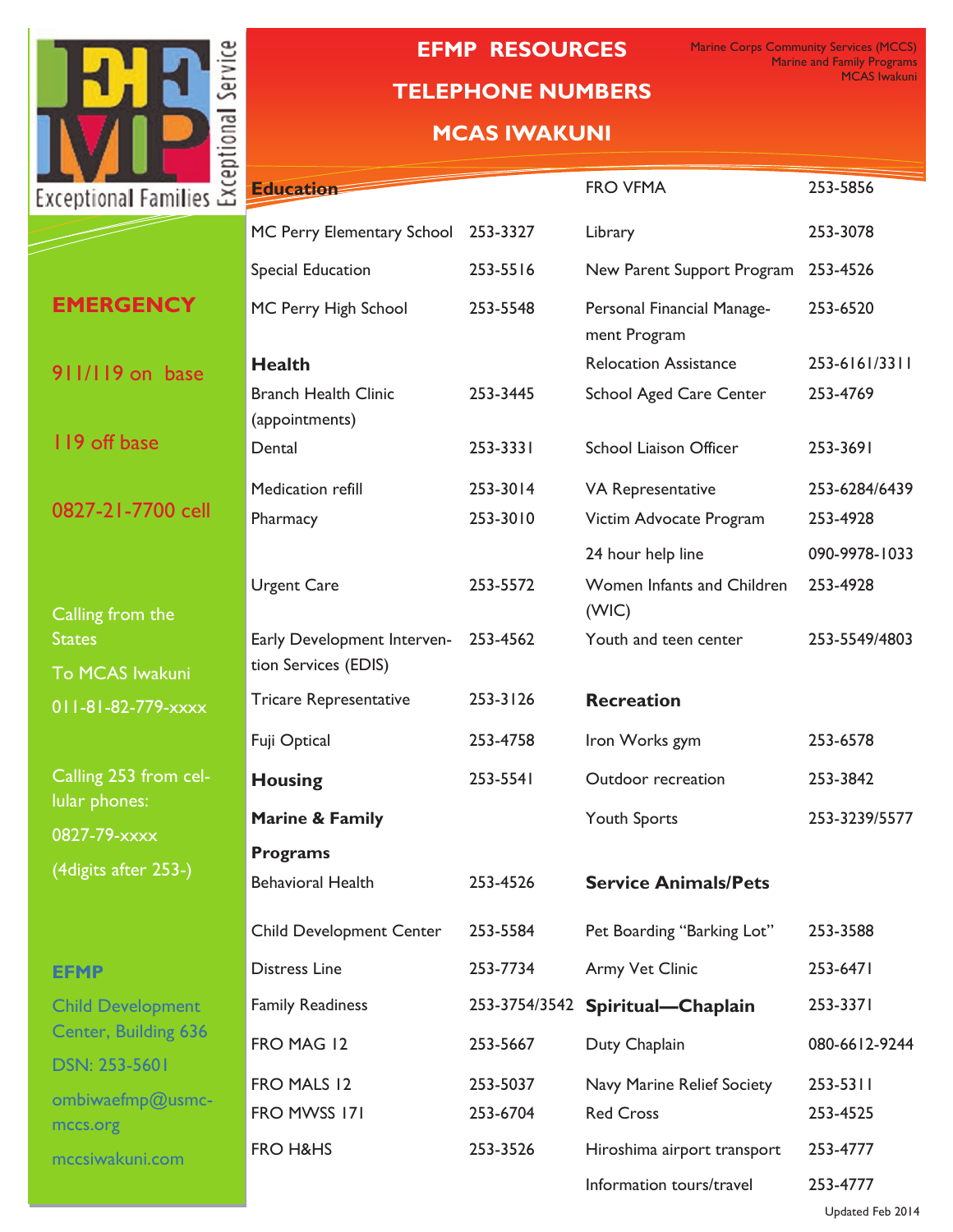# EFMP RESOURCES

## TELEPHONE NUMBERS

## MCAS IWAKUNI

Marine Corps Community Services (MCCS)
Marine and Family Programs
MCAS Iwakuni

Exceptional Families Exceptional Service

**EMERGENCY**

911/119 on base

119 off base

0827-21-7700 cell

Calling from the States To MCAS Iwakuni 011-81-82-779-xxxx

Calling 253 from cellular phones: 0827-79-xxxx (4digits after 253-)

**EFMP**

Child Development Center, Building 636

DSN: 253-5601

ombiwaefmp@usmc-mccs.org

mccsiwakuni.com

| | |
|---|---|
| **Education** | |
| MC Perry Elementary School | 253-3327 |
| Special Education | 253-5516 |
| MC Perry High School | 253-5548 |
| **Health** | |
| Branch Health Clinic (appointments) | 253-3445 |
| Dental | 253-3331 |
| Medication refill | 253-3014 |
| Pharmacy | 253-3010 |
| Urgent Care | 253-5572 |
| Early Development Intervention Services (EDIS) | 253-4562 |
| Tricare Representative | 253-3126 |
| Fuji Optical | 253-4758 |
| **Housing** | 253-5541 |
| **Marine & Family Programs** | |
| Behavioral Health | 253-4526 |
| Child Development Center | 253-5584 |
| Distress Line | 253-7734 |
| Family Readiness | 253-3754/3542 |
| FRO MAG 12 | 253-5667 |
| FRO MALS 12 | 253-5037 |
| FRO MWSS 171 | 253-6704 |
| FRO H&HS | 253-3526 |
| FRO VFMA | 253-5856 |
| Library | 253-3078 |
| New Parent Support Program | 253-4526 |
| Personal Financial Management Program | 253-6520 |
| Relocation Assistance | 253-6161/3311 |
| School Aged Care Center | 253-4769 |
| School Liaison Officer | 253-3691 |
| VA Representative | 253-6284/6439 |
| Victim Advocate Program | 253-4928 |
| 24 hour help line | 090-9978-1033 |
| Women Infants and Children (WIC) | 253-4928 |
| Youth and teen center | 253-5549/4803 |
| **Recreation** | |
| Iron Works gym | 253-6578 |
| Outdoor recreation | 253-3842 |
| Youth Sports | 253-3239/5577 |
| **Service Animals/Pets** | |
| Pet Boarding "Barking Lot" | 253-3588 |
| Army Vet Clinic | 253-6471 |
| **Spiritual—Chaplain** | 253-3371 |
| Duty Chaplain | 080-6612-9244 |
| Navy Marine Relief Society | 253-5311 |
| Red Cross | 253-4525 |
| Hiroshima airport transport | 253-4777 |
| Information tours/travel | 253-4777 |

Updated Feb 2014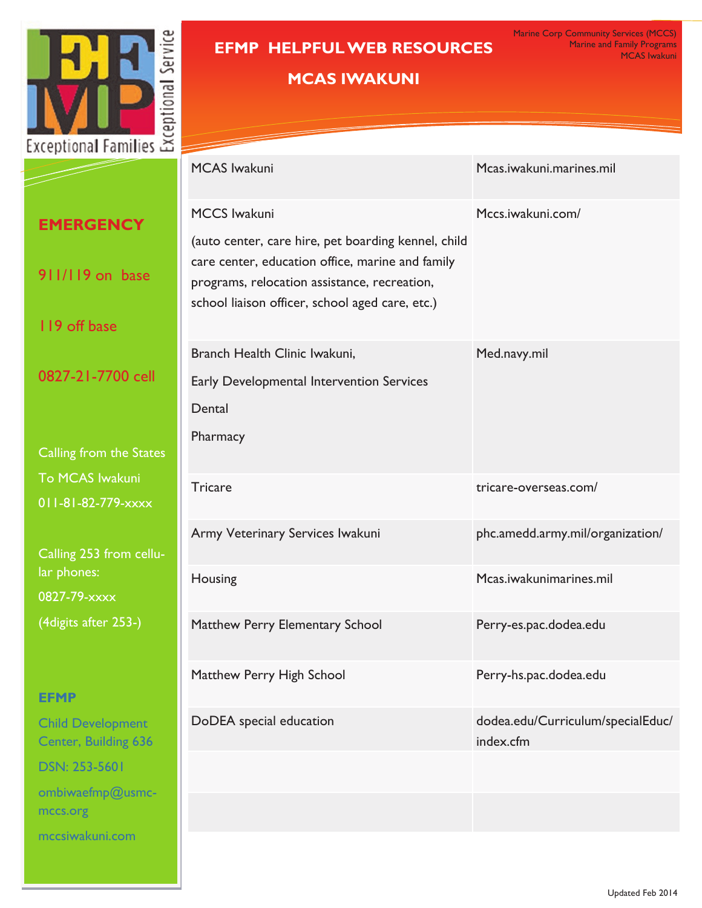Marine Corp Community Services (MCCS)
Marine and Family Programs
MCAS Iwakuni

# EFMP HELPFUL WEB RESOURCES

## MCAS IWAKUNI

Exceptional Families Exceptional Service

**EMERGENCY**

911/119 on base

119 off base

0827-21-7700 cell

Calling from the States
To MCAS Iwakuni
011-81-82-779-xxxx

Calling 253 from cellular phones:
0827-79-xxxx
(4digits after 253-)

**EFMP**

Child Development Center, Building 636

DSN: 253-5601

ombiwaefmp@usmc-mccs.org

mccsiwakuni.com

| | |
|---|---|
| MCAS Iwakuni | Mcas.iwakuni.marines.mil |
| MCCS Iwakuni<br><br>(auto center, care hire, pet boarding kennel, child care center, education office, marine and family programs, relocation assistance, recreation, school liaison officer, school aged care, etc.) | Mccs.iwakuni.com/ |
| Branch Health Clinic Iwakuni,<br><br>Early Developmental Intervention Services<br><br>Dental<br><br>Pharmacy | Med.navy.mil |
| Tricare | tricare-overseas.com/ |
| Army Veterinary Services Iwakuni | phc.amedd.army.mil/organization/ |
| Housing | Mcas.iwakunimarines.mil |
| Matthew Perry Elementary School | Perry-es.pac.dodea.edu |
| Matthew Perry High School | Perry-hs.pac.dodea.edu |
| DoDEA special education | dodea.edu/Curriculum/specialEduc/index.cfm |
| | |
| | |

Updated Feb 2014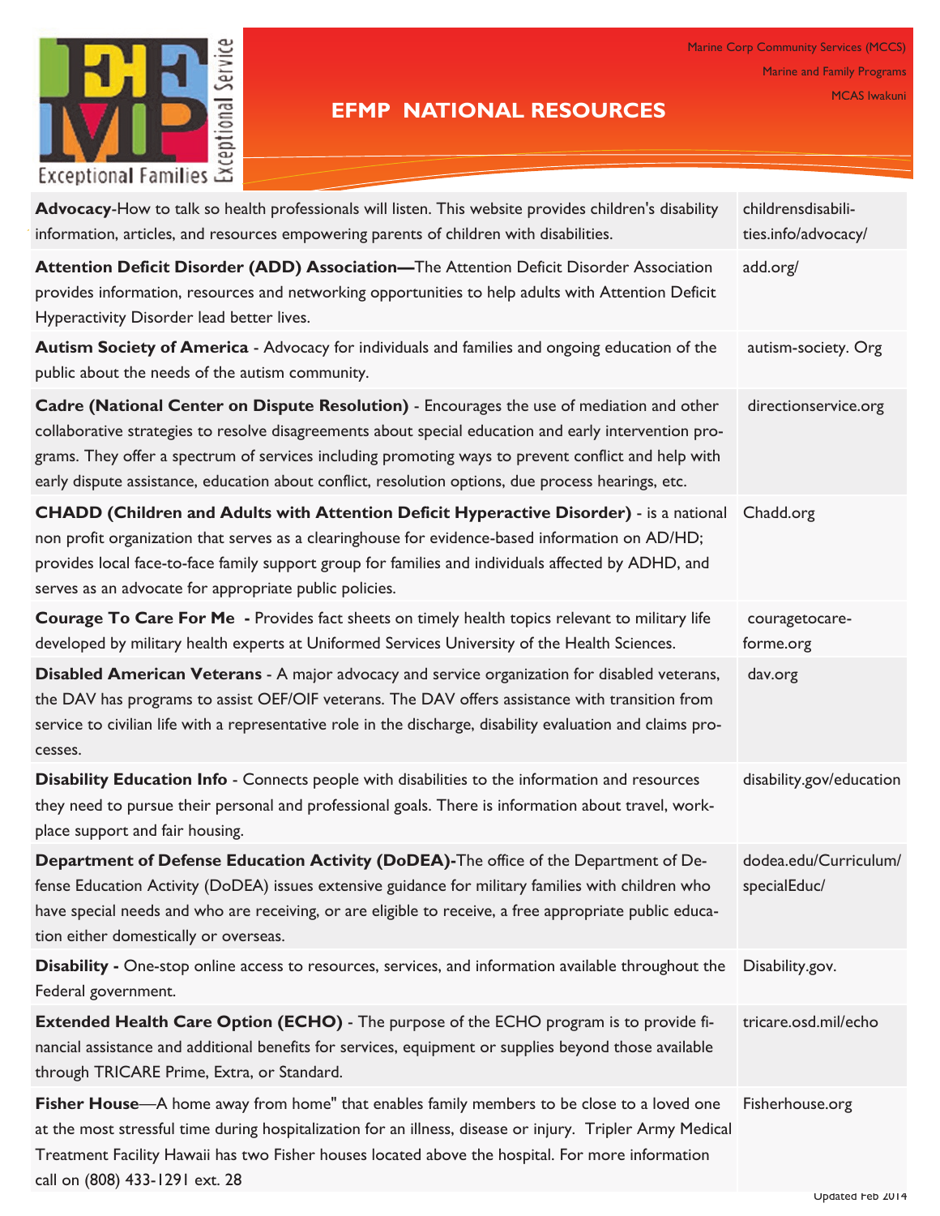Marine Corp Community Services (MCCS)

Marine and Family Programs

MCAS Iwakuni

# EFMP NATIONAL RESOURCES

| Resource | Website |
| --- | --- |
| **Advocacy**-How to talk so health professionals will listen. This website provides children's disability information, articles, and resources empowering parents of children with disabilities. | childrensdisabilities.info/advocacy/ |
| **Attention Deficit Disorder (ADD) Association—**The Attention Deficit Disorder Association provides information, resources and networking opportunities to help adults with Attention Deficit Hyperactivity Disorder lead better lives. | add.org/ |
| **Autism Society of America** - Advocacy for individuals and families and ongoing education of the public about the needs of the autism community. | autism-society. Org |
| **Cadre (National Center on Dispute Resolution)** - Encourages the use of mediation and other collaborative strategies to resolve disagreements about special education and early intervention programs. They offer a spectrum of services including promoting ways to prevent conflict and help with early dispute assistance, education about conflict, resolution options, due process hearings, etc. | directionservice.org |
| **CHADD (Children and Adults with Attention Deficit Hyperactive Disorder)** - is a national non profit organization that serves as a clearinghouse for evidence-based information on AD/HD; provides local face-to-face family support group for families and individuals affected by ADHD, and serves as an advocate for appropriate public policies. | Chadd.org |
| **Courage To Care For Me** - Provides fact sheets on timely health topics relevant to military life developed by military health experts at Uniformed Services University of the Health Sciences. | couragetocareforme.org |
| **Disabled American Veterans** - A major advocacy and service organization for disabled veterans, the DAV has programs to assist OEF/OIF veterans. The DAV offers assistance with transition from service to civilian life with a representative role in the discharge, disability evaluation and claims processes. | dav.org |
| **Disability Education Info** - Connects people with disabilities to the information and resources they need to pursue their personal and professional goals. There is information about travel, workplace support and fair housing. | disability.gov/education |
| **Department of Defense Education Activity (DoDEA)-**The office of the Department of Defense Education Activity (DoDEA) issues extensive guidance for military families with children who have special needs and who are receiving, or are eligible to receive, a free appropriate public education either domestically or overseas. | dodea.edu/Curriculum/specialEduc/ |
| **Disability -** One-stop online access to resources, services, and information available throughout the Federal government. | Disability.gov. |
| **Extended Health Care Option (ECHO)** - The purpose of the ECHO program is to provide financial assistance and additional benefits for services, equipment or supplies beyond those available through TRICARE Prime, Extra, or Standard. | tricare.osd.mil/echo |
| **Fisher House**—A home away from home" that enables family members to be close to a loved one at the most stressful time during hospitalization for an illness, disease or injury. Tripler Army Medical Treatment Facility Hawaii has two Fisher houses located above the hospital. For more information call on (808) 433-1291 ext. 28 | Fisherhouse.org |

Updated Feb 2014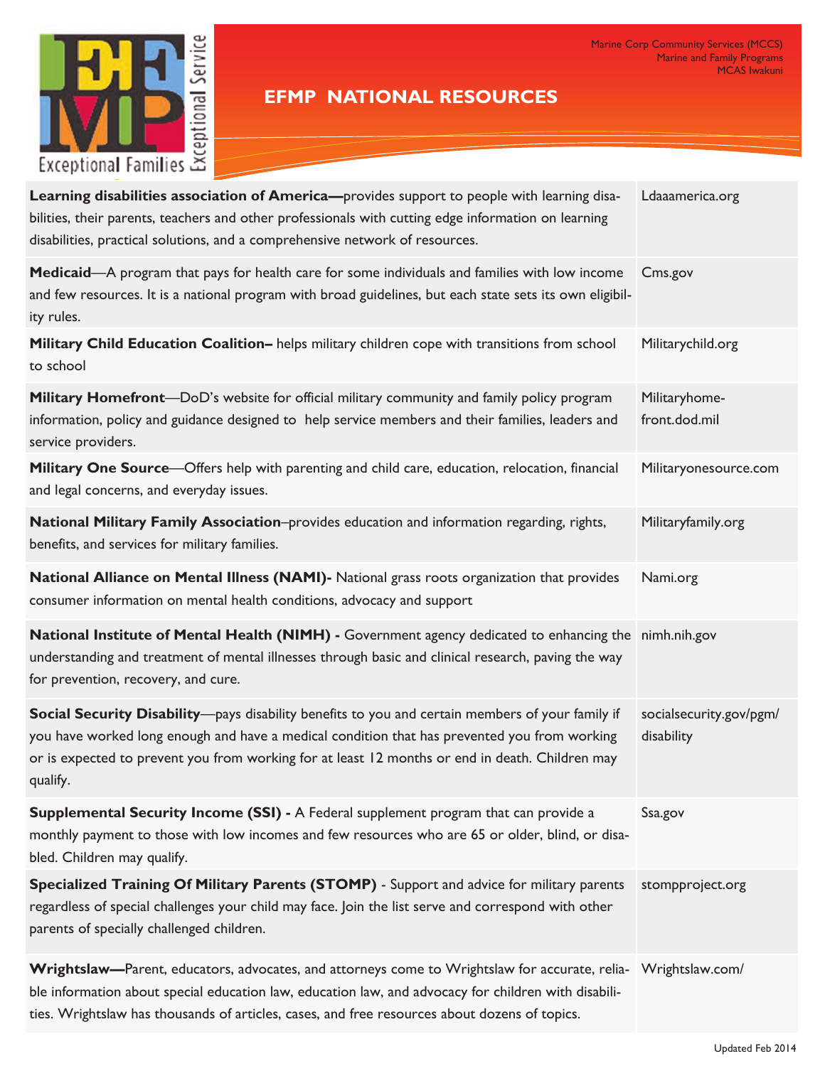Marine Corp Community Services (MCCS)
Marine and Family Programs
MCAS Iwakuni

# EFMP NATIONAL RESOURCES

| | |
|---|---|
| **Learning disabilities association of America—**provides support to people with learning disabilities, their parents, teachers and other professionals with cutting edge information on learning disabilities, practical solutions, and a comprehensive network of resources. | Ldaaamerica.org |
| **Medicaid**—A program that pays for health care for some individuals and families with low income and few resources. It is a national program with broad guidelines, but each state sets its own eligibility rules. | Cms.gov |
| **Military Child Education Coalition–** helps military children cope with transitions from school to school | Militarychild.org |
| **Military Homefront**—DoD's website for official military community and family policy program information, policy and guidance designed to help service members and their families, leaders and service providers. | Militaryhomefront.dod.mil |
| **Military One Source**—Offers help with parenting and child care, education, relocation, financial and legal concerns, and everyday issues. | Militaryonesource.com |
| **National Military Family Association**–provides education and information regarding, rights, benefits, and services for military families. | Militaryfamily.org |
| **National Alliance on Mental Illness (NAMI)-** National grass roots organization that provides consumer information on mental health conditions, advocacy and support | Nami.org |
| **National Institute of Mental Health (NIMH) -** Government agency dedicated to enhancing the understanding and treatment of mental illnesses through basic and clinical research, paving the way for prevention, recovery, and cure. | nimh.nih.gov |
| **Social Security Disability**—pays disability benefits to you and certain members of your family if you have worked long enough and have a medical condition that has prevented you from working or is expected to prevent you from working for at least 12 months or end in death. Children may qualify. | socialsecurity.gov/pgm/disability |
| **Supplemental Security Income (SSI) -** A Federal supplement program that can provide a monthly payment to those with low incomes and few resources who are 65 or older, blind, or disabled. Children may qualify. | Ssa.gov |
| **Specialized Training Of Military Parents (STOMP)** - Support and advice for military parents regardless of special challenges your child may face. Join the list serve and correspond with other parents of specially challenged children. | stompproject.org |
| **Wrightslaw—**Parent, educators, advocates, and attorneys come to Wrightslaw for accurate, reliable information about special education law, education law, and advocacy for children with disabilities. Wrightslaw has thousands of articles, cases, and free resources about dozens of topics. | Wrightslaw.com/ |

Updated Feb 2014